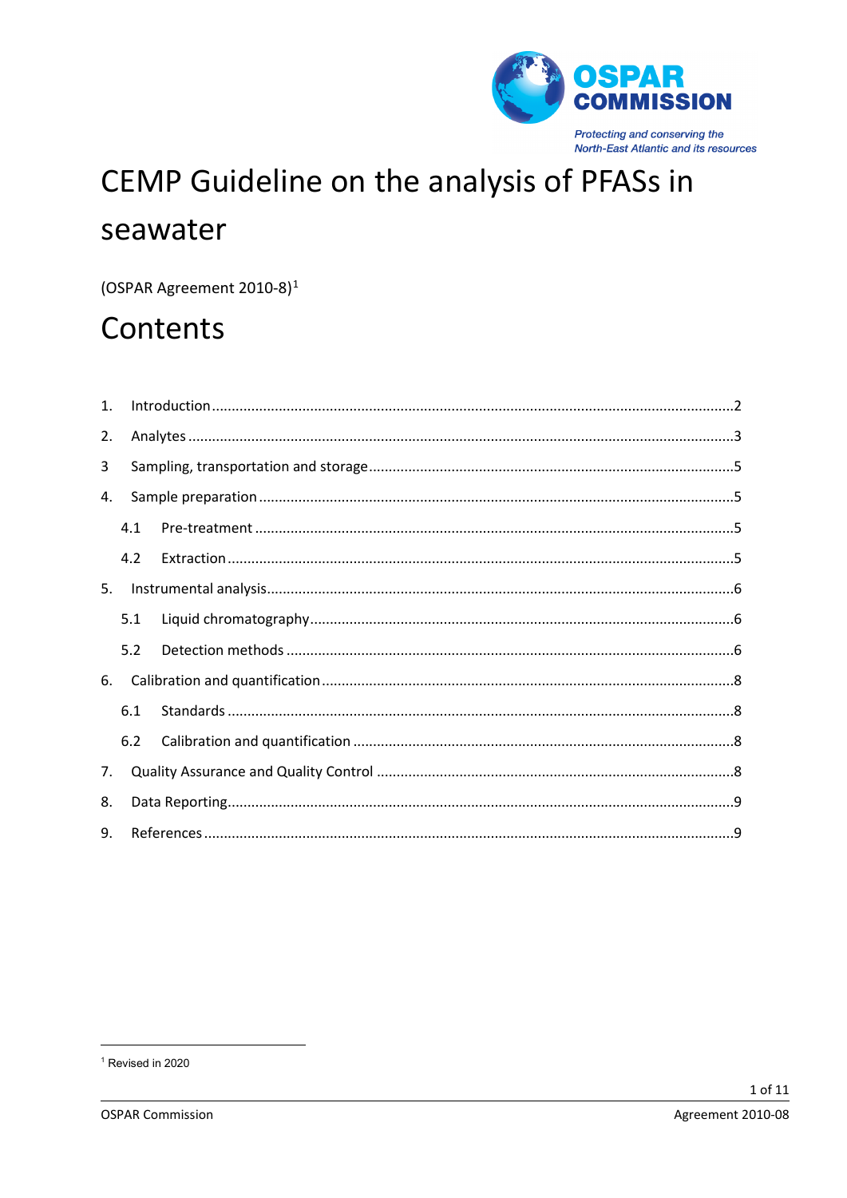OSPAR COMMISSION

*Protecting and conserving the North-East Atlantic and its resources*

# CEMP Guideline on the analysis of PFASs in seawater

(OSPAR Agreement 2010-8)[1]

# Contents

1. Introduction ....................................................................................................... 2
2. Analytes ............................................................................................................ 3
3 Sampling, transportation and storage ................................................................ 5
4. Sample preparation .......................................................................................... 5
   - 4.1 Pre-treatment .............................................................................................. 5
   - 4.2 Extraction .................................................................................................... 5
5. Instrumental analysis ........................................................................................ 6
   - 5.1 Liquid chromatography ............................................................................... 6
   - 5.2 Detection methods ...................................................................................... 6
6. Calibration and quantification ........................................................................... 8
   - 6.1 Standards .................................................................................................... 8
   - 6.2 Calibration and quantification ..................................................................... 8
7. Quality Assurance and Quality Control ............................................................. 8
8. Data Reporting .................................................................................................. 9
9. References ........................................................................................................ 9

[1] Revised in 2020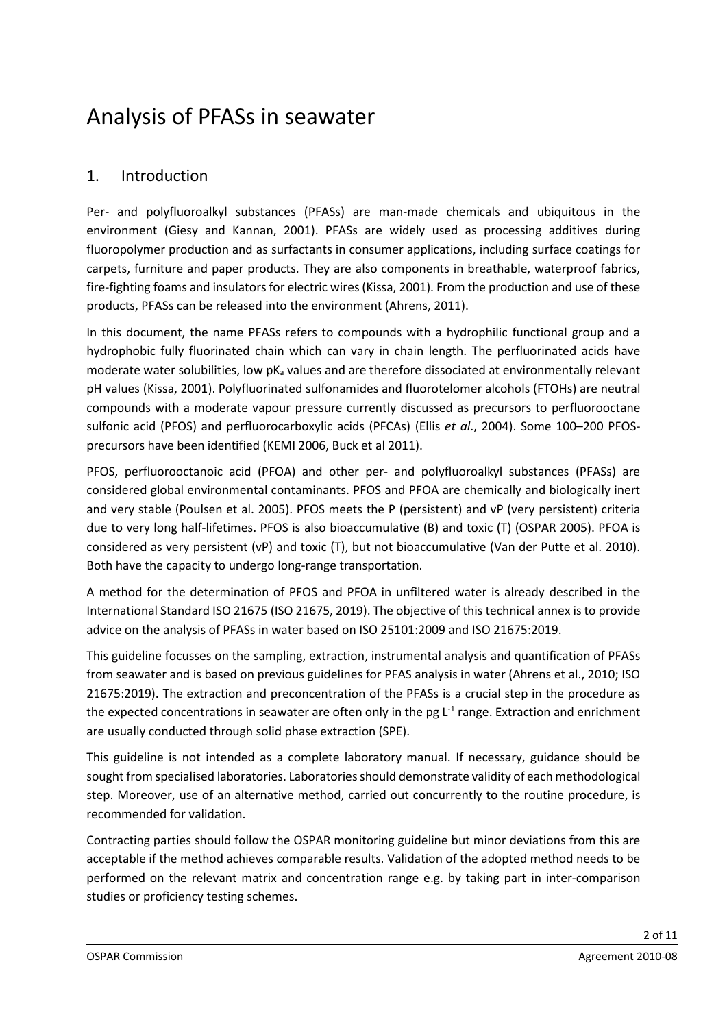# Analysis of PFASs in seawater

## 1. Introduction

Per- and polyfluoroalkyl substances (PFASs) are man-made chemicals and ubiquitous in the environment (Giesy and Kannan, 2001). PFASs are widely used as processing additives during fluoropolymer production and as surfactants in consumer applications, including surface coatings for carpets, furniture and paper products. They are also components in breathable, waterproof fabrics, fire-fighting foams and insulators for electric wires (Kissa, 2001). From the production and use of these products, PFASs can be released into the environment (Ahrens, 2011).

In this document, the name PFASs refers to compounds with a hydrophilic functional group and a hydrophobic fully fluorinated chain which can vary in chain length. The perfluorinated acids have moderate water solubilities, low $pK_a$ values and are therefore dissociated at environmentally relevant pH values (Kissa, 2001). Polyfluorinated sulfonamides and fluorotelomer alcohols (FTOHs) are neutral compounds with a moderate vapour pressure currently discussed as precursors to perfluorooctane sulfonic acid (PFOS) and perfluorocarboxylic acids (PFCAs) (Ellis *et al*., 2004). Some 100–200 PFOS-precursors have been identified (KEMI 2006, Buck et al 2011).

PFOS, perfluorooctanoic acid (PFOA) and other per- and polyfluoroalkyl substances (PFASs) are considered global environmental contaminants. PFOS and PFOA are chemically and biologically inert and very stable (Poulsen et al. 2005). PFOS meets the P (persistent) and vP (very persistent) criteria due to very long half-lifetimes. PFOS is also bioaccumulative (B) and toxic (T) (OSPAR 2005). PFOA is considered as very persistent (vP) and toxic (T), but not bioaccumulative (Van der Putte et al. 2010). Both have the capacity to undergo long-range transportation.

A method for the determination of PFOS and PFOA in unfiltered water is already described in the International Standard ISO 21675 (ISO 21675, 2019). The objective of this technical annex is to provide advice on the analysis of PFASs in water based on ISO 25101:2009 and ISO 21675:2019.

This guideline focusses on the sampling, extraction, instrumental analysis and quantification of PFASs from seawater and is based on previous guidelines for PFAS analysis in water (Ahrens et al., 2010; ISO 21675:2019). The extraction and preconcentration of the PFASs is a crucial step in the procedure as the expected concentrations in seawater are often only in the pg $L^{-1}$ range. Extraction and enrichment are usually conducted through solid phase extraction (SPE).

This guideline is not intended as a complete laboratory manual. If necessary, guidance should be sought from specialised laboratories. Laboratories should demonstrate validity of each methodological step. Moreover, use of an alternative method, carried out concurrently to the routine procedure, is recommended for validation.

Contracting parties should follow the OSPAR monitoring guideline but minor deviations from this are acceptable if the method achieves comparable results. Validation of the adopted method needs to be performed on the relevant matrix and concentration range e.g. by taking part in inter-comparison studies or proficiency testing schemes.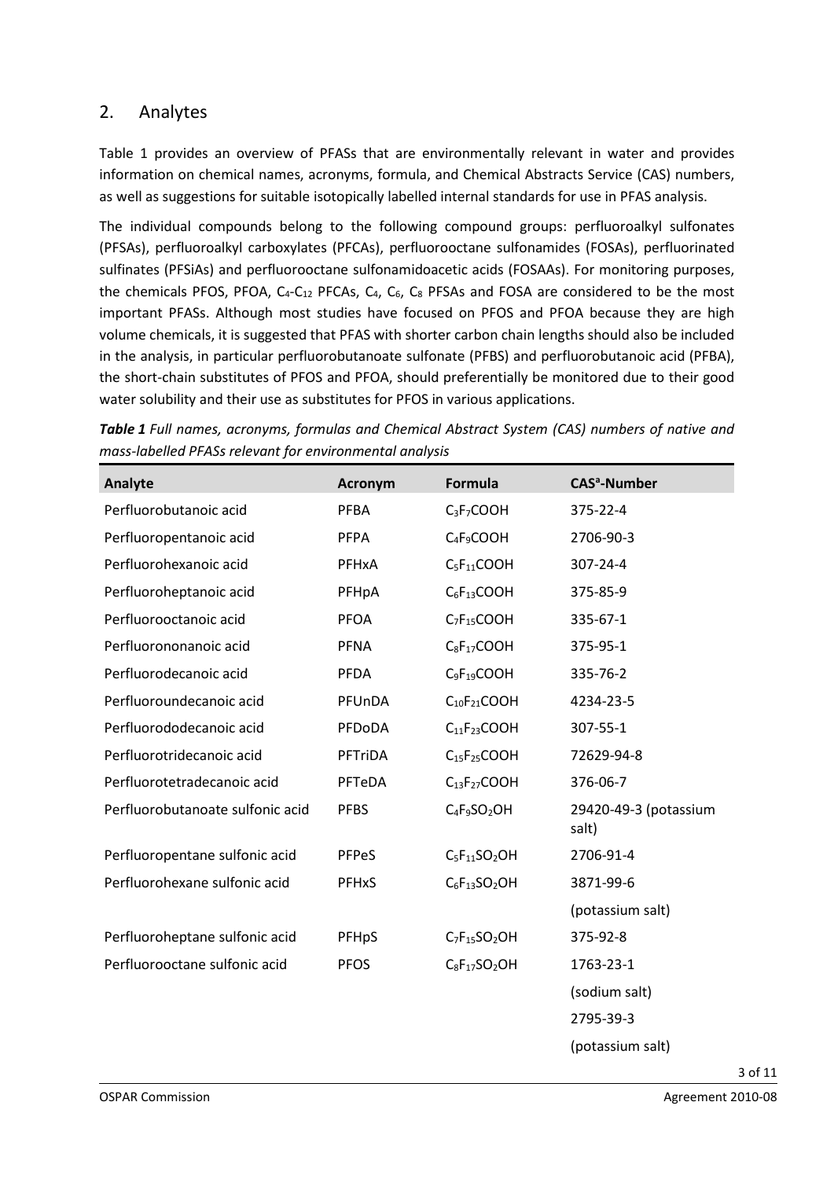## 2. Analytes

Table 1 provides an overview of PFASs that are environmentally relevant in water and provides information on chemical names, acronyms, formula, and Chemical Abstracts Service (CAS) numbers, as well as suggestions for suitable isotopically labelled internal standards for use in PFAS analysis.

The individual compounds belong to the following compound groups: perfluoroalkyl sulfonates (PFSAs), perfluoroalkyl carboxylates (PFCAs), perfluorooctane sulfonamides (FOSAs), perfluorinated sulfinates (PFSiAs) and perfluorooctane sulfonamidoacetic acids (FOSAAs). For monitoring purposes, the chemicals PFOS, PFOA, $C_4$-$C_{12}$ PFCAs, $C_4$, $C_6$, $C_8$ PFSAs and FOSA are considered to be the most important PFASs. Although most studies have focused on PFOS and PFOA because they are high volume chemicals, it is suggested that PFAS with shorter carbon chain lengths should also be included in the analysis, in particular perfluorobutanoate sulfonate (PFBS) and perfluorobutanoic acid (PFBA), the short-chain substitutes of PFOS and PFOA, should preferentially be monitored due to their good water solubility and their use as substitutes for PFOS in various applications.

***Table 1*** *Full names, acronyms, formulas and Chemical Abstract System (CAS) numbers of native and mass-labelled PFASs relevant for environmental analysis*

| Analyte | Acronym | Formula | CAS[a]-Number |
|---|---|---|---|
| Perfluorobutanoic acid | PFBA | $C_3F_7COOH$ | 375-22-4 |
| Perfluoropentanoic acid | PFPA | $C_4F_9COOH$ | 2706-90-3 |
| Perfluorohexanoic acid | PFHxA | $C_5F_{11}COOH$ | 307-24-4 |
| Perfluoroheptanoic acid | PFHpA | $C_6F_{13}COOH$ | 375-85-9 |
| Perfluorooctanoic acid | PFOA | $C_7F_{15}COOH$ | 335-67-1 |
| Perfluorononanoic acid | PFNA | $C_8F_{17}COOH$ | 375-95-1 |
| Perfluorodecanoic acid | PFDA | $C_9F_{19}COOH$ | 335-76-2 |
| Perfluoroundecanoic acid | PFUnDA | $C_{10}F_{21}COOH$ | 4234-23-5 |
| Perfluorododecanoic acid | PFDoDA | $C_{11}F_{23}COOH$ | 307-55-1 |
| Perfluorotridecanoic acid | PFTriDA | $C_{15}F_{25}COOH$ | 72629-94-8 |
| Perfluorotetradecanoic acid | PFTeDA | $C_{13}F_{27}COOH$ | 376-06-7 |
| Perfluorobutanoate sulfonic acid | PFBS | $C_4F_9SO_2OH$ | 29420-49-3 (potassium salt) |
| Perfluoropentane sulfonic acid | PFPeS | $C_5F_{11}SO_2OH$ | 2706-91-4 |
| Perfluorohexane sulfonic acid | PFHxS | $C_6F_{13}SO_2OH$ | 3871-99-6 (potassium salt) |
| Perfluoroheptane sulfonic acid | PFHpS | $C_7F_{15}SO_2OH$ | 375-92-8 |
| Perfluorooctane sulfonic acid | PFOS | $C_8F_{17}SO_2OH$ | 1763-23-1 (sodium salt) 2795-39-3 (potassium salt) |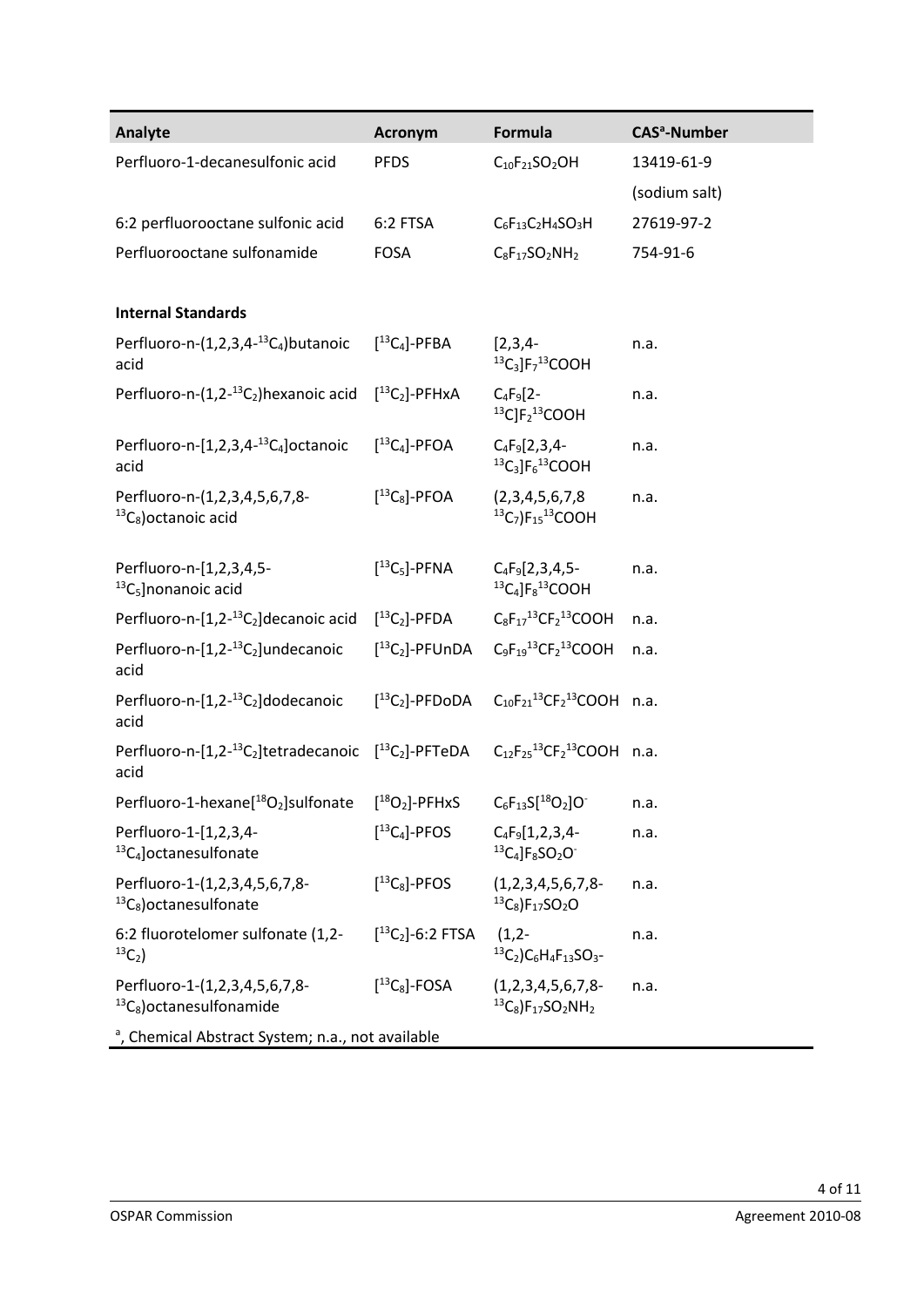| Analyte | Acronym | Formula | CAS[a]-Number |
|---|---|---|---|
| Perfluoro-1-decanesulfonic acid | PFDS | $C_{10}F_{21}SO_2OH$ | 13419-61-9 (sodium salt) |
| 6:2 perfluorooctane sulfonic acid | 6:2 FTSA | $C_6F_{13}C_2H_4SO_3H$ | 27619-97-2 |
| Perfluorooctane sulfonamide | FOSA | $C_8F_{17}SO_2NH_2$ | 754-91-6 |
| **Internal Standards** | | | |
| Perfluoro-n-(1,2,3,4-$^{13}C_4$)butanoic acid | [$^{13}C_4$]-PFBA | [2,3,4-$^{13}C_3$]$F_7$$^{13}$COOH | n.a. |
| Perfluoro-n-(1,2-$^{13}C_2$)hexanoic acid | [$^{13}C_2$]-PFHxA | $C_4F_9$[2-$^{13}$C]$F_2$$^{13}$COOH | n.a. |
| Perfluoro-n-[1,2,3,4-$^{13}C_4$]octanoic acid | [$^{13}C_4$]-PFOA | $C_4F_9$[2,3,4-$^{13}C_3$]$F_6$$^{13}$COOH | n.a. |
| Perfluoro-n-(1,2,3,4,5,6,7,8-$^{13}C_8$)octanoic acid | [$^{13}C_8$]-PFOA | (2,3,4,5,6,7,8 $^{13}C_7$)$F_{15}$$^{13}$COOH | n.a. |
| Perfluoro-n-[1,2,3,4,5-$^{13}C_5$]nonanoic acid | [$^{13}C_5$]-PFNA | $C_4F_9$[2,3,4,5-$^{13}C_4$]$F_8$$^{13}$COOH | n.a. |
| Perfluoro-n-[1,2-$^{13}C_2$]decanoic acid | [$^{13}C_2$]-PFDA | $C_8F_{17}$$^{13}$C$F_2$$^{13}$COOH | n.a. |
| Perfluoro-n-[1,2-$^{13}C_2$]undecanoic acid | [$^{13}C_2$]-PFUnDA | $C_9F_{19}$$^{13}$C$F_2$$^{13}$COOH | n.a. |
| Perfluoro-n-[1,2-$^{13}C_2$]dodecanoic acid | [$^{13}C_2$]-PFDoDA | $C_{10}F_{21}$$^{13}$C$F_2$$^{13}$COOH | n.a. |
| Perfluoro-n-[1,2-$^{13}C_2$]tetradecanoic acid | [$^{13}C_2$]-PFTeDA | $C_{12}F_{25}$$^{13}$C$F_2$$^{13}$COOH | n.a. |
| Perfluoro-1-hexane[$^{18}O_2$]sulfonate | [$^{18}O_2$]-PFHxS | $C_6F_{13}$S[$^{18}O_2$]$O^-$ | n.a. |
| Perfluoro-1-[1,2,3,4-$^{13}C_4$]octanesulfonate | [$^{13}C_4$]-PFOS | $C_4F_9$[1,2,3,4-$^{13}C_4$]$F_8SO_2O^-$ | n.a. |
| Perfluoro-1-(1,2,3,4,5,6,7,8-$^{13}C_8$)octanesulfonate | [$^{13}C_8$]-PFOS | (1,2,3,4,5,6,7,8-$^{13}C_8$)$F_{17}SO_2O$ | n.a. |
| 6:2 fluorotelomer sulfonate (1,2-$^{13}C_2$) | [$^{13}C_2$]-6:2 FTSA | (1,2-$^{13}C_2$)$C_6H_4F_{13}SO_3$- | n.a. |
| Perfluoro-1-(1,2,3,4,5,6,7,8-$^{13}C_8$)octanesulfonamide | [$^{13}C_8$]-FOSA | (1,2,3,4,5,6,7,8-$^{13}C_8$)$F_{17}SO_2NH_2$ | n.a. |

[a], Chemical Abstract System; n.a., not available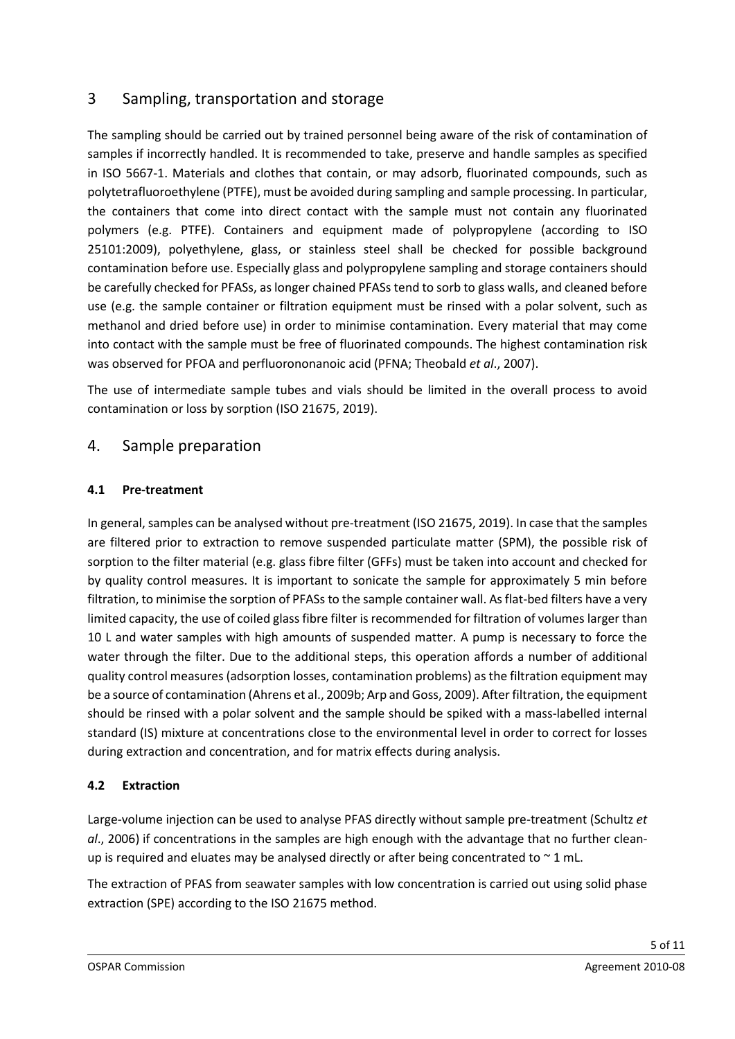## 3 Sampling, transportation and storage

The sampling should be carried out by trained personnel being aware of the risk of contamination of samples if incorrectly handled. It is recommended to take, preserve and handle samples as specified in ISO 5667-1. Materials and clothes that contain, or may adsorb, fluorinated compounds, such as polytetrafluoroethylene (PTFE), must be avoided during sampling and sample processing. In particular, the containers that come into direct contact with the sample must not contain any fluorinated polymers (e.g. PTFE). Containers and equipment made of polypropylene (according to ISO 25101:2009), polyethylene, glass, or stainless steel shall be checked for possible background contamination before use. Especially glass and polypropylene sampling and storage containers should be carefully checked for PFASs, as longer chained PFASs tend to sorb to glass walls, and cleaned before use (e.g. the sample container or filtration equipment must be rinsed with a polar solvent, such as methanol and dried before use) in order to minimise contamination. Every material that may come into contact with the sample must be free of fluorinated compounds. The highest contamination risk was observed for PFOA and perfluorononanoic acid (PFNA; Theobald *et al*., 2007).

The use of intermediate sample tubes and vials should be limited in the overall process to avoid contamination or loss by sorption (ISO 21675, 2019).

## 4. Sample preparation

### 4.1 Pre-treatment

In general, samples can be analysed without pre-treatment (ISO 21675, 2019). In case that the samples are filtered prior to extraction to remove suspended particulate matter (SPM), the possible risk of sorption to the filter material (e.g. glass fibre filter (GFFs) must be taken into account and checked for by quality control measures. It is important to sonicate the sample for approximately 5 min before filtration, to minimise the sorption of PFASs to the sample container wall. As flat-bed filters have a very limited capacity, the use of coiled glass fibre filter is recommended for filtration of volumes larger than 10 L and water samples with high amounts of suspended matter. A pump is necessary to force the water through the filter. Due to the additional steps, this operation affords a number of additional quality control measures (adsorption losses, contamination problems) as the filtration equipment may be a source of contamination (Ahrens et al., 2009b; Arp and Goss, 2009). After filtration, the equipment should be rinsed with a polar solvent and the sample should be spiked with a mass-labelled internal standard (IS) mixture at concentrations close to the environmental level in order to correct for losses during extraction and concentration, and for matrix effects during analysis.

### 4.2 Extraction

Large-volume injection can be used to analyse PFAS directly without sample pre-treatment (Schultz *et al*., 2006) if concentrations in the samples are high enough with the advantage that no further clean-up is required and eluates may be analysed directly or after being concentrated to ~ 1 mL.

The extraction of PFAS from seawater samples with low concentration is carried out using solid phase extraction (SPE) according to the ISO 21675 method.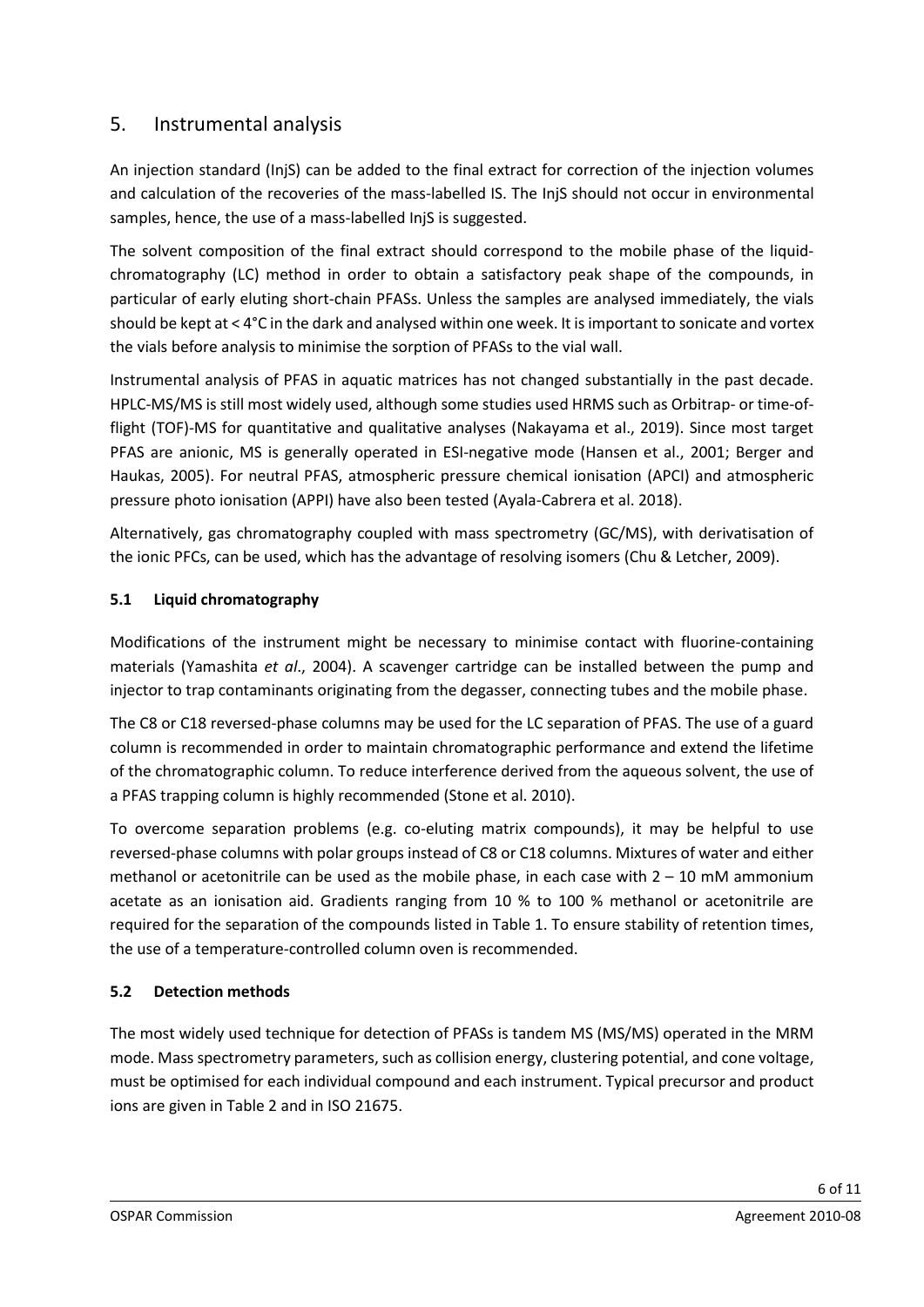## 5. Instrumental analysis

An injection standard (InjS) can be added to the final extract for correction of the injection volumes and calculation of the recoveries of the mass-labelled IS. The InjS should not occur in environmental samples, hence, the use of a mass-labelled InjS is suggested.

The solvent composition of the final extract should correspond to the mobile phase of the liquid-chromatography (LC) method in order to obtain a satisfactory peak shape of the compounds, in particular of early eluting short-chain PFASs. Unless the samples are analysed immediately, the vials should be kept at < 4°C in the dark and analysed within one week. It is important to sonicate and vortex the vials before analysis to minimise the sorption of PFASs to the vial wall.

Instrumental analysis of PFAS in aquatic matrices has not changed substantially in the past decade. HPLC-MS/MS is still most widely used, although some studies used HRMS such as Orbitrap- or time-of-flight (TOF)-MS for quantitative and qualitative analyses (Nakayama et al., 2019). Since most target PFAS are anionic, MS is generally operated in ESI-negative mode (Hansen et al., 2001; Berger and Haukas, 2005). For neutral PFAS, atmospheric pressure chemical ionisation (APCI) and atmospheric pressure photo ionisation (APPI) have also been tested (Ayala-Cabrera et al. 2018).

Alternatively, gas chromatography coupled with mass spectrometry (GC/MS), with derivatisation of the ionic PFCs, can be used, which has the advantage of resolving isomers (Chu & Letcher, 2009).

### 5.1 Liquid chromatography

Modifications of the instrument might be necessary to minimise contact with fluorine-containing materials (Yamashita *et al*., 2004). A scavenger cartridge can be installed between the pump and injector to trap contaminants originating from the degasser, connecting tubes and the mobile phase.

The C8 or C18 reversed-phase columns may be used for the LC separation of PFAS. The use of a guard column is recommended in order to maintain chromatographic performance and extend the lifetime of the chromatographic column. To reduce interference derived from the aqueous solvent, the use of a PFAS trapping column is highly recommended (Stone et al. 2010).

To overcome separation problems (e.g. co-eluting matrix compounds), it may be helpful to use reversed-phase columns with polar groups instead of C8 or C18 columns. Mixtures of water and either methanol or acetonitrile can be used as the mobile phase, in each case with 2 – 10 mM ammonium acetate as an ionisation aid. Gradients ranging from 10 % to 100 % methanol or acetonitrile are required for the separation of the compounds listed in Table 1. To ensure stability of retention times, the use of a temperature-controlled column oven is recommended.

### 5.2 Detection methods

The most widely used technique for detection of PFASs is tandem MS (MS/MS) operated in the MRM mode. Mass spectrometry parameters, such as collision energy, clustering potential, and cone voltage, must be optimised for each individual compound and each instrument. Typical precursor and product ions are given in Table 2 and in ISO 21675.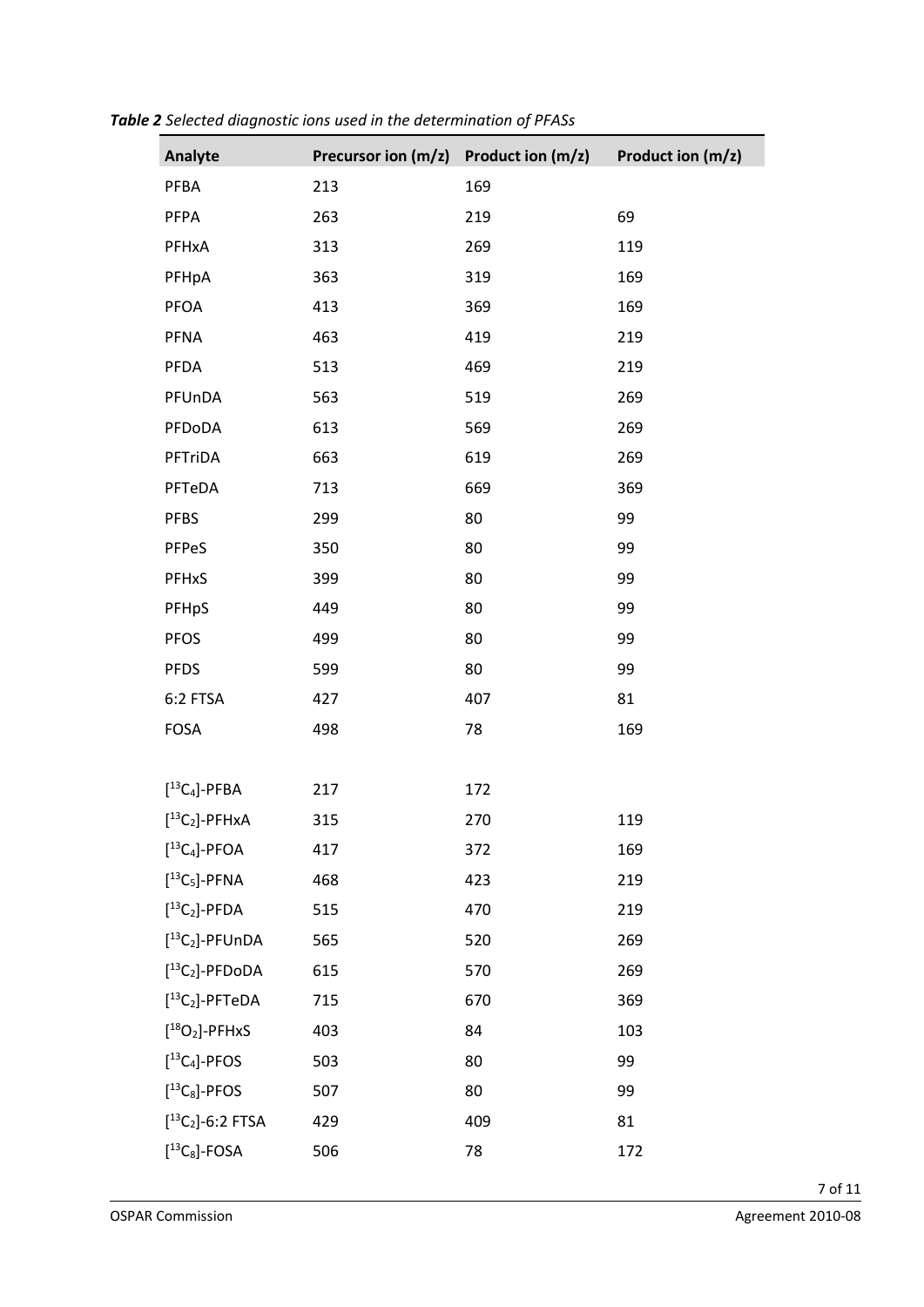***Table 2** Selected diagnostic ions used in the determination of PFASs*

| Analyte | Precursor ion (m/z) | Product ion (m/z) | Product ion (m/z) |
|---|---|---|---|
| PFBA | 213 | 169 | |
| PFPA | 263 | 219 | 69 |
| PFHxA | 313 | 269 | 119 |
| PFHpA | 363 | 319 | 169 |
| PFOA | 413 | 369 | 169 |
| PFNA | 463 | 419 | 219 |
| PFDA | 513 | 469 | 219 |
| PFUnDA | 563 | 519 | 269 |
| PFDoDA | 613 | 569 | 269 |
| PFTriDA | 663 | 619 | 269 |
| PFTeDA | 713 | 669 | 369 |
| PFBS | 299 | 80 | 99 |
| PFPeS | 350 | 80 | 99 |
| PFHxS | 399 | 80 | 99 |
| PFHpS | 449 | 80 | 99 |
| PFOS | 499 | 80 | 99 |
| PFDS | 599 | 80 | 99 |
| 6:2 FTSA | 427 | 407 | 81 |
| FOSA | 498 | 78 | 169 |
| | | | |
| $[^{13}C_4]$-PFBA | 217 | 172 | |
| $[^{13}C_2]$-PFHxA | 315 | 270 | 119 |
| $[^{13}C_4]$-PFOA | 417 | 372 | 169 |
| $[^{13}C_5]$-PFNA | 468 | 423 | 219 |
| $[^{13}C_2]$-PFDA | 515 | 470 | 219 |
| $[^{13}C_2]$-PFUnDA | 565 | 520 | 269 |
| $[^{13}C_2]$-PFDoDA | 615 | 570 | 269 |
| $[^{13}C_2]$-PFTeDA | 715 | 670 | 369 |
| $[^{18}O_2]$-PFHxS | 403 | 84 | 103 |
| $[^{13}C_4]$-PFOS | 503 | 80 | 99 |
| $[^{13}C_8]$-PFOS | 507 | 80 | 99 |
| $[^{13}C_2]$-6:2 FTSA | 429 | 409 | 81 |
| $[^{13}C_8]$-FOSA | 506 | 78 | 172 |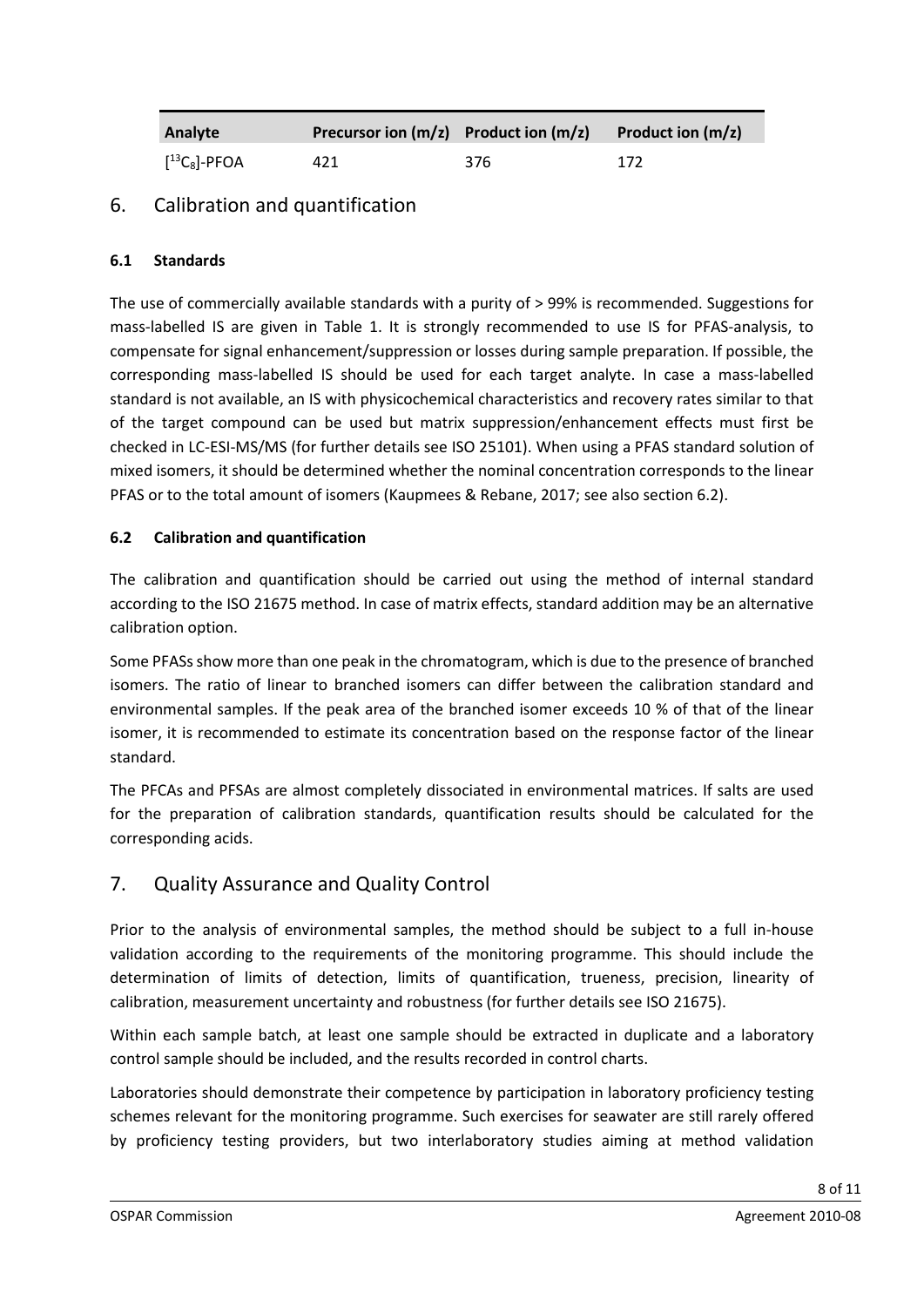| Analyte | Precursor ion (m/z) | Product ion (m/z) | Product ion (m/z) |
|---|---|---|---|
| [$^{13}C_8$]-PFOA | 421 | 376 | 172 |

## 6. Calibration and quantification

### 6.1 Standards

The use of commercially available standards with a purity of > 99% is recommended. Suggestions for mass-labelled IS are given in Table 1. It is strongly recommended to use IS for PFAS-analysis, to compensate for signal enhancement/suppression or losses during sample preparation. If possible, the corresponding mass-labelled IS should be used for each target analyte. In case a mass-labelled standard is not available, an IS with physicochemical characteristics and recovery rates similar to that of the target compound can be used but matrix suppression/enhancement effects must first be checked in LC-ESI-MS/MS (for further details see ISO 25101). When using a PFAS standard solution of mixed isomers, it should be determined whether the nominal concentration corresponds to the linear PFAS or to the total amount of isomers (Kaupmees & Rebane, 2017; see also section 6.2).

### 6.2 Calibration and quantification

The calibration and quantification should be carried out using the method of internal standard according to the ISO 21675 method. In case of matrix effects, standard addition may be an alternative calibration option.

Some PFASs show more than one peak in the chromatogram, which is due to the presence of branched isomers. The ratio of linear to branched isomers can differ between the calibration standard and environmental samples. If the peak area of the branched isomer exceeds 10 % of that of the linear isomer, it is recommended to estimate its concentration based on the response factor of the linear standard.

The PFCAs and PFSAs are almost completely dissociated in environmental matrices. If salts are used for the preparation of calibration standards, quantification results should be calculated for the corresponding acids.

## 7. Quality Assurance and Quality Control

Prior to the analysis of environmental samples, the method should be subject to a full in-house validation according to the requirements of the monitoring programme. This should include the determination of limits of detection, limits of quantification, trueness, precision, linearity of calibration, measurement uncertainty and robustness (for further details see ISO 21675).

Within each sample batch, at least one sample should be extracted in duplicate and a laboratory control sample should be included, and the results recorded in control charts.

Laboratories should demonstrate their competence by participation in laboratory proficiency testing schemes relevant for the monitoring programme. Such exercises for seawater are still rarely offered by proficiency testing providers, but two interlaboratory studies aiming at method validation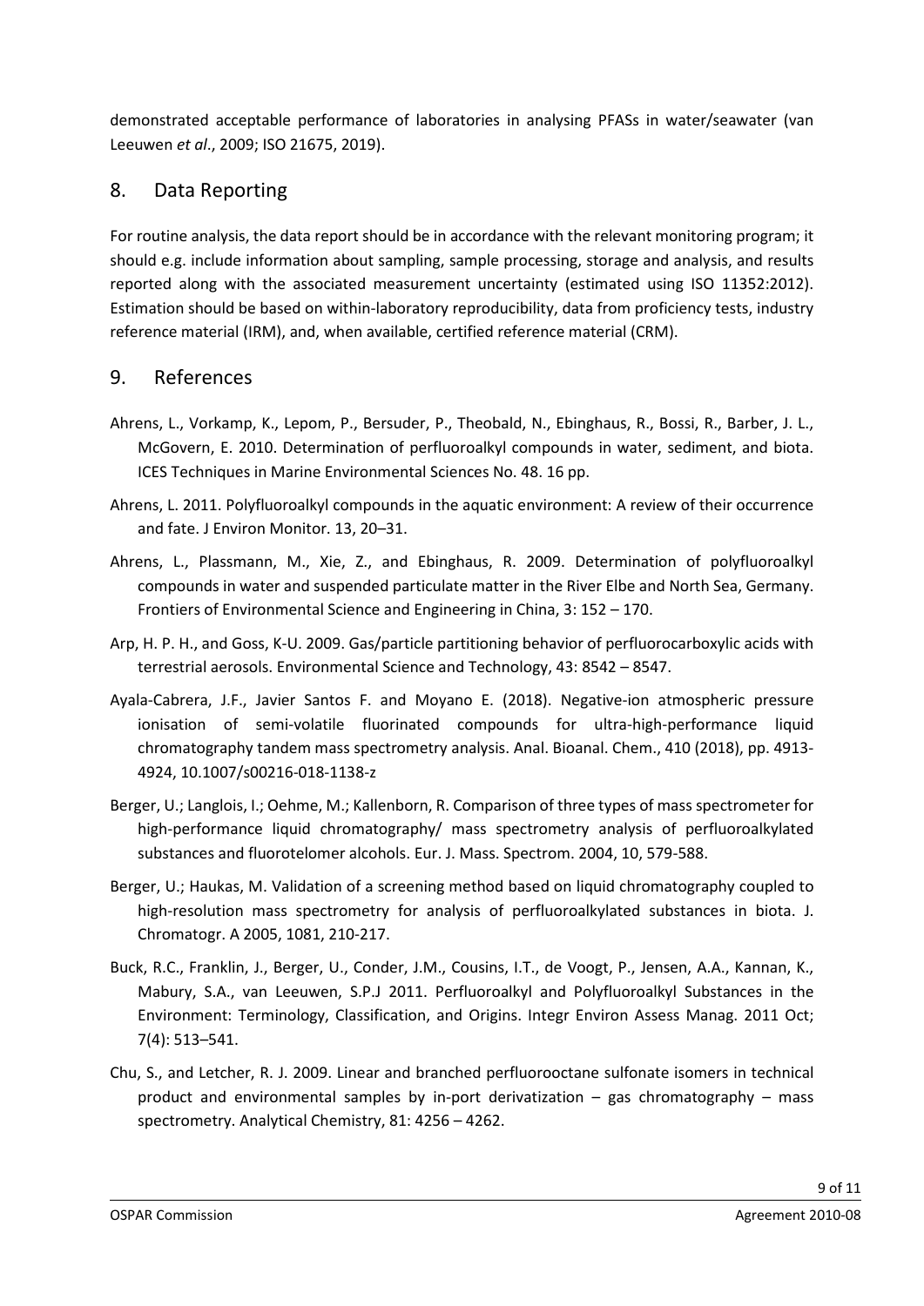demonstrated acceptable performance of laboratories in analysing PFASs in water/seawater (van Leeuwen *et al*., 2009; ISO 21675, 2019).

## 8. Data Reporting

For routine analysis, the data report should be in accordance with the relevant monitoring program; it should e.g. include information about sampling, sample processing, storage and analysis, and results reported along with the associated measurement uncertainty (estimated using ISO 11352:2012). Estimation should be based on within-laboratory reproducibility, data from proficiency tests, industry reference material (IRM), and, when available, certified reference material (CRM).

## 9. References

Ahrens, L., Vorkamp, K., Lepom, P., Bersuder, P., Theobald, N., Ebinghaus, R., Bossi, R., Barber, J. L., McGovern, E. 2010. Determination of perfluoroalkyl compounds in water, sediment, and biota. ICES Techniques in Marine Environmental Sciences No. 48. 16 pp.

Ahrens, L. 2011. Polyfluoroalkyl compounds in the aquatic environment: A review of their occurrence and fate. J Environ Monitor. 13, 20–31.

Ahrens, L., Plassmann, M., Xie, Z., and Ebinghaus, R. 2009. Determination of polyfluoroalkyl compounds in water and suspended particulate matter in the River Elbe and North Sea, Germany. Frontiers of Environmental Science and Engineering in China, 3: 152 – 170.

Arp, H. P. H., and Goss, K-U. 2009. Gas/particle partitioning behavior of perfluorocarboxylic acids with terrestrial aerosols. Environmental Science and Technology, 43: 8542 – 8547.

Ayala-Cabrera, J.F., Javier Santos F. and Moyano E. (2018). Negative-ion atmospheric pressure ionisation of semi-volatile fluorinated compounds for ultra-high-performance liquid chromatography tandem mass spectrometry analysis. Anal. Bioanal. Chem., 410 (2018), pp. 4913-4924, 10.1007/s00216-018-1138-z

Berger, U.; Langlois, I.; Oehme, M.; Kallenborn, R. Comparison of three types of mass spectrometer for high-performance liquid chromatography/ mass spectrometry analysis of perfluoroalkylated substances and fluorotelomer alcohols. Eur. J. Mass. Spectrom. 2004, 10, 579-588.

Berger, U.; Haukas, M. Validation of a screening method based on liquid chromatography coupled to high-resolution mass spectrometry for analysis of perfluoroalkylated substances in biota. J. Chromatogr. A 2005, 1081, 210-217.

Buck, R.C., Franklin, J., Berger, U., Conder, J.M., Cousins, I.T., de Voogt, P., Jensen, A.A., Kannan, K., Mabury, S.A., van Leeuwen, S.P.J 2011. Perfluoroalkyl and Polyfluoroalkyl Substances in the Environment: Terminology, Classification, and Origins. Integr Environ Assess Manag. 2011 Oct; 7(4): 513–541.

Chu, S., and Letcher, R. J. 2009. Linear and branched perfluorooctane sulfonate isomers in technical product and environmental samples by in-port derivatization – gas chromatography – mass spectrometry. Analytical Chemistry, 81: 4256 – 4262.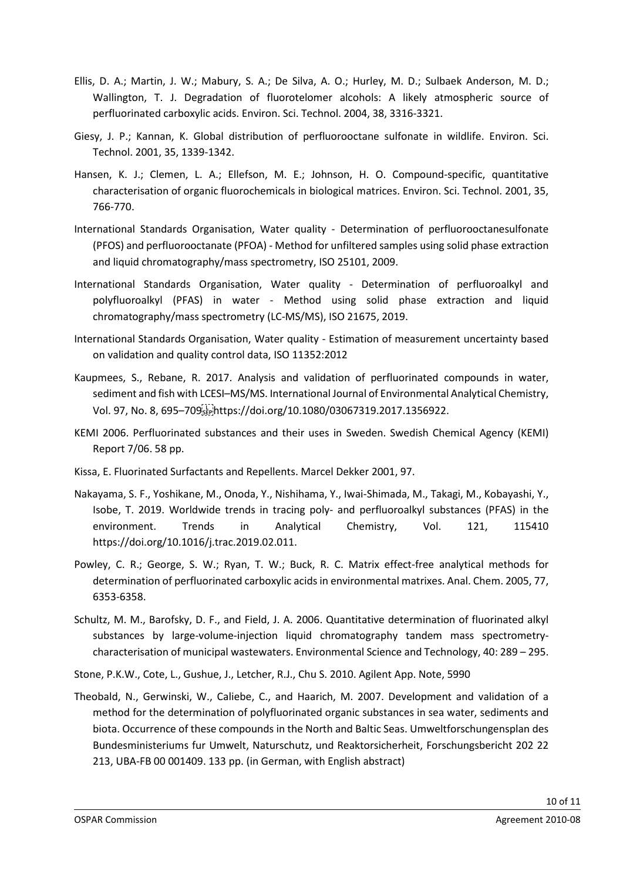Ellis, D. A.; Martin, J. W.; Mabury, S. A.; De Silva, A. O.; Hurley, M. D.; Sulbaek Anderson, M. D.; Wallington, T. J. Degradation of fluorotelomer alcohols: A likely atmospheric source of perfluorinated carboxylic acids. Environ. Sci. Technol. 2004, 38, 3316-3321.

Giesy, J. P.; Kannan, K. Global distribution of perfluorooctane sulfonate in wildlife. Environ. Sci. Technol. 2001, 35, 1339-1342.

Hansen, K. J.; Clemen, L. A.; Ellefson, M. E.; Johnson, H. O. Compound-specific, quantitative characterisation of organic fluorochemicals in biological matrices. Environ. Sci. Technol. 2001, 35, 766-770.

International Standards Organisation, Water quality - Determination of perfluorooctanesulfonate (PFOS) and perfluorooctanate (PFOA) - Method for unfiltered samples using solid phase extraction and liquid chromatography/mass spectrometry, ISO 25101, 2009.

International Standards Organisation, Water quality - Determination of perfluoroalkyl and polyfluoroalkyl (PFAS) in water - Method using solid phase extraction and liquid chromatography/mass spectrometry (LC-MS/MS), ISO 21675, 2019.

International Standards Organisation, Water quality - Estimation of measurement uncertainty based on validation and quality control data, ISO 11352:2012

Kaupmees, S., Rebane, R. 2017. Analysis and validation of perfluorinated compounds in water, sediment and fish with LCESI–MS/MS. International Journal of Environmental Analytical Chemistry, Vol. 97, No. 8, 695–709 https://doi.org/10.1080/03067319.2017.1356922.

KEMI 2006. Perfluorinated substances and their uses in Sweden. Swedish Chemical Agency (KEMI) Report 7/06. 58 pp.

Kissa, E. Fluorinated Surfactants and Repellents. Marcel Dekker 2001, 97.

Nakayama, S. F., Yoshikane, M., Onoda, Y., Nishihama, Y., Iwai-Shimada, M., Takagi, M., Kobayashi, Y., Isobe, T. 2019. Worldwide trends in tracing poly- and perfluoroalkyl substances (PFAS) in the environment. Trends in Analytical Chemistry, Vol. 121, 115410 https://doi.org/10.1016/j.trac.2019.02.011.

Powley, C. R.; George, S. W.; Ryan, T. W.; Buck, R. C. Matrix effect-free analytical methods for determination of perfluorinated carboxylic acids in environmental matrixes. Anal. Chem. 2005, 77, 6353-6358.

Schultz, M. M., Barofsky, D. F., and Field, J. A. 2006. Quantitative determination of fluorinated alkyl substances by large-volume-injection liquid chromatography tandem mass spectrometry-characterisation of municipal wastewaters. Environmental Science and Technology, 40: 289 – 295.

Stone, P.K.W., Cote, L., Gushue, J., Letcher, R.J., Chu S. 2010. Agilent App. Note, 5990

Theobald, N., Gerwinski, W., Caliebe, C., and Haarich, M. 2007. Development and validation of a method for the determination of polyfluorinated organic substances in sea water, sediments and biota. Occurrence of these compounds in the North and Baltic Seas. Umweltforschungensplan des Bundesministeriums fur Umwelt, Naturschutz, und Reaktorsicherheit, Forschungsbericht 202 22 213, UBA-FB 00 001409. 133 pp. (in German, with English abstract)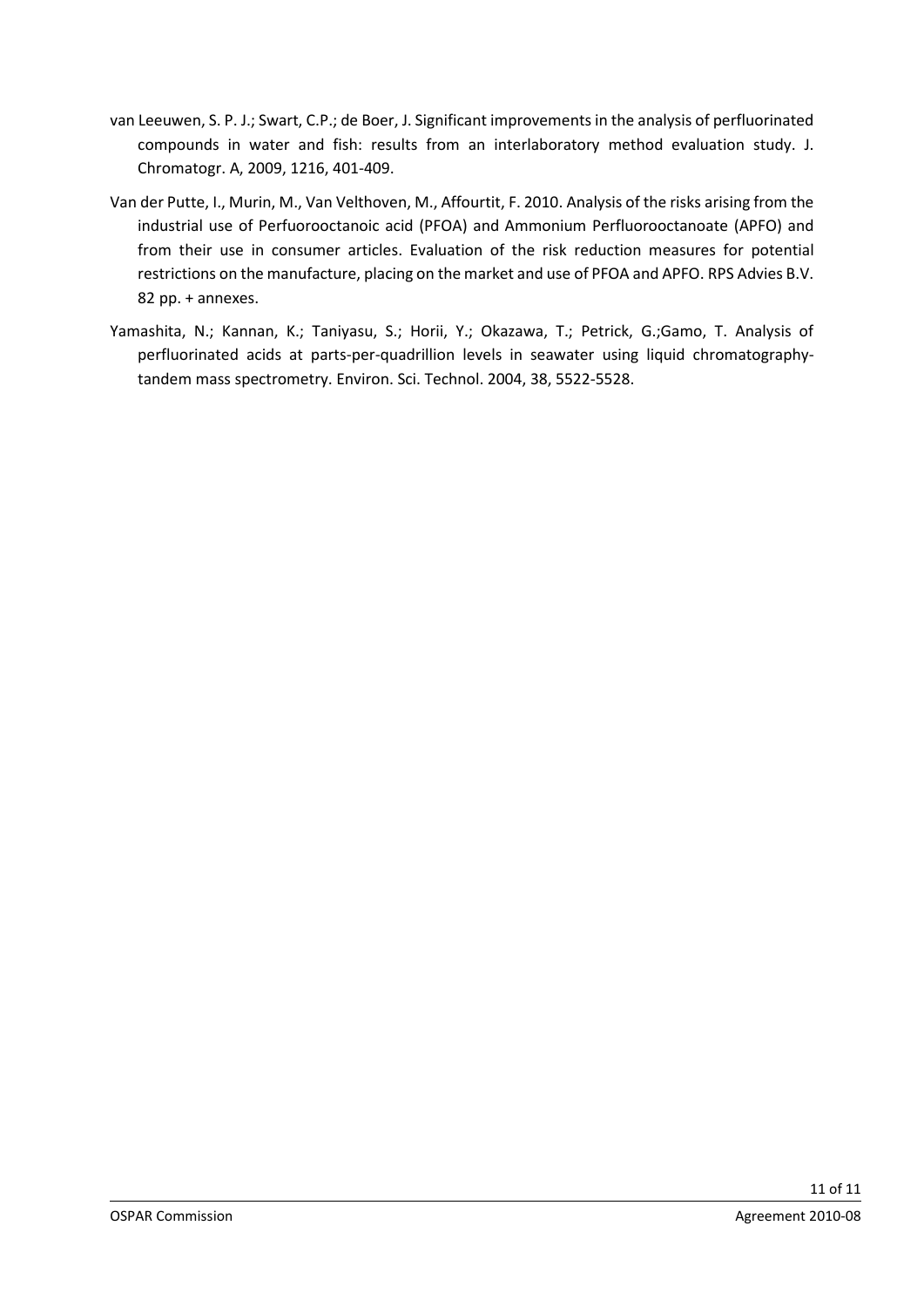van Leeuwen, S. P. J.; Swart, C.P.; de Boer, J. Significant improvements in the analysis of perfluorinated compounds in water and fish: results from an interlaboratory method evaluation study. J. Chromatogr. A, 2009, 1216, 401-409.

Van der Putte, I., Murin, M., Van Velthoven, M., Affourtit, F. 2010. Analysis of the risks arising from the industrial use of Perfuorooctanoic acid (PFOA) and Ammonium Perfluorooctanoate (APFO) and from their use in consumer articles. Evaluation of the risk reduction measures for potential restrictions on the manufacture, placing on the market and use of PFOA and APFO. RPS Advies B.V. 82 pp. + annexes.

Yamashita, N.; Kannan, K.; Taniyasu, S.; Horii, Y.; Okazawa, T.; Petrick, G.;Gamo, T. Analysis of perfluorinated acids at parts-per-quadrillion levels in seawater using liquid chromatography-tandem mass spectrometry. Environ. Sci. Technol. 2004, 38, 5522-5528.